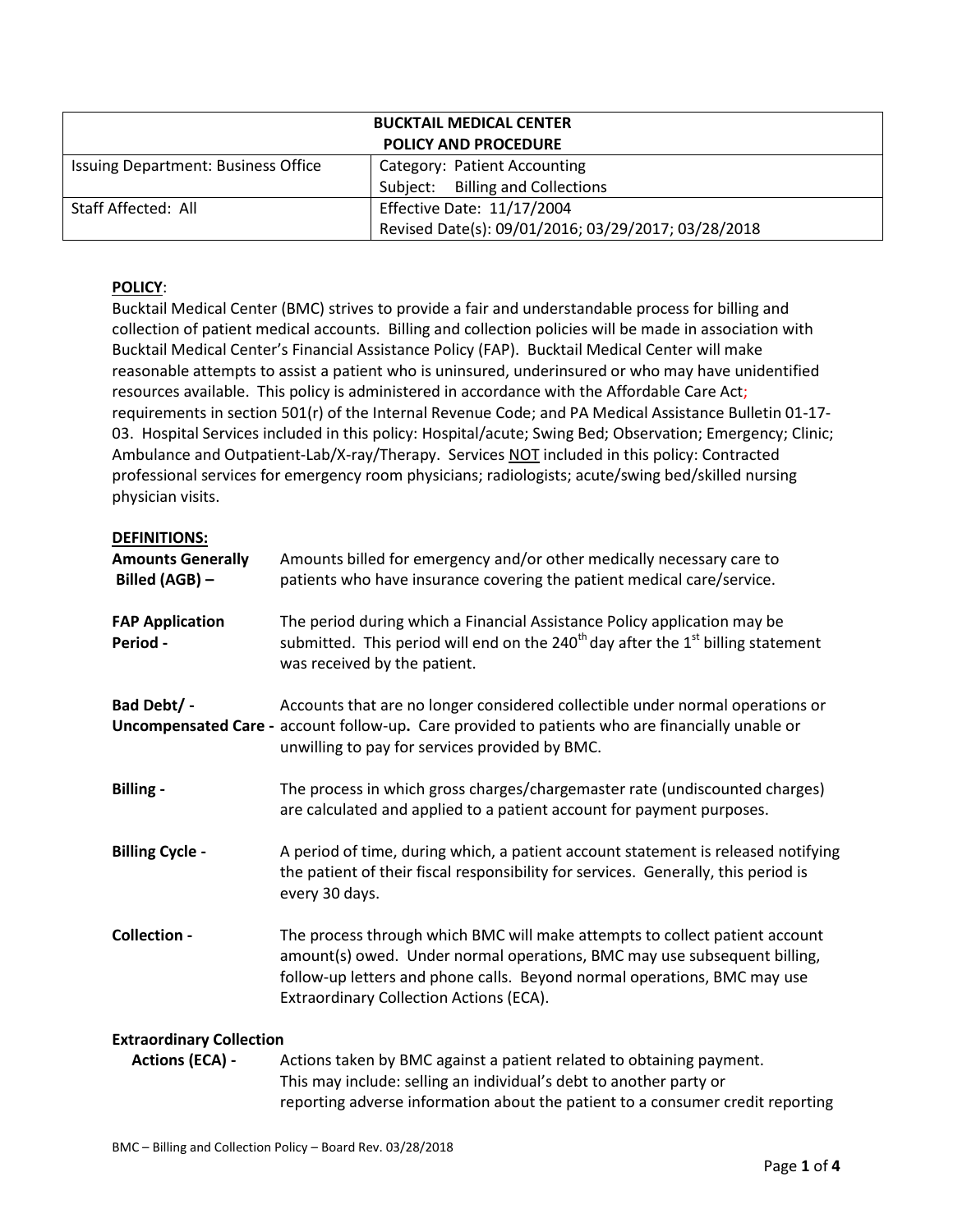| BUCKTAIL MEDICAL CENTER POLICY AND PROCEDURE | |
|---|---|
| Issuing Department: Business Office | Category: Patient Accounting<br>Subject: Billing and Collections |
| Staff Affected: All | Effective Date: 11/17/2004<br>Revised Date(s): 09/01/2016; 03/29/2017; 03/28/2018 |

**POLICY**:

Bucktail Medical Center (BMC) strives to provide a fair and understandable process for billing and collection of patient medical accounts. Billing and collection policies will be made in association with Bucktail Medical Center's Financial Assistance Policy (FAP). Bucktail Medical Center will make reasonable attempts to assist a patient who is uninsured, underinsured or who may have unidentified resources available. This policy is administered in accordance with the Affordable Care Act; requirements in section 501(r) of the Internal Revenue Code; and PA Medical Assistance Bulletin 01-17-03. Hospital Services included in this policy: Hospital/acute; Swing Bed; Observation; Emergency; Clinic; Ambulance and Outpatient-Lab/X-ray/Therapy. Services NOT included in this policy: Contracted professional services for emergency room physicians; radiologists; acute/swing bed/skilled nursing physician visits.

**DEFINITIONS:**

**Amounts Generally Billed (AGB) –** Amounts billed for emergency and/or other medically necessary care to patients who have insurance covering the patient medical care/service.

**FAP Application Period -** The period during which a Financial Assistance Policy application may be submitted. This period will end on the 240th day after the 1st billing statement was received by the patient.

**Bad Debt/ - Uncompensated Care -** Accounts that are no longer considered collectible under normal operations or account follow-up**.** Care provided to patients who are financially unable or unwilling to pay for services provided by BMC.

**Billing -** The process in which gross charges/chargemaster rate (undiscounted charges) are calculated and applied to a patient account for payment purposes.

**Billing Cycle -** A period of time, during which, a patient account statement is released notifying the patient of their fiscal responsibility for services. Generally, this period is every 30 days.

**Collection -** The process through which BMC will make attempts to collect patient account amount(s) owed. Under normal operations, BMC may use subsequent billing, follow-up letters and phone calls. Beyond normal operations, BMC may use Extraordinary Collection Actions (ECA).

**Extraordinary Collection Actions (ECA) -** Actions taken by BMC against a patient related to obtaining payment. This may include: selling an individual's debt to another party or reporting adverse information about the patient to a consumer credit reporting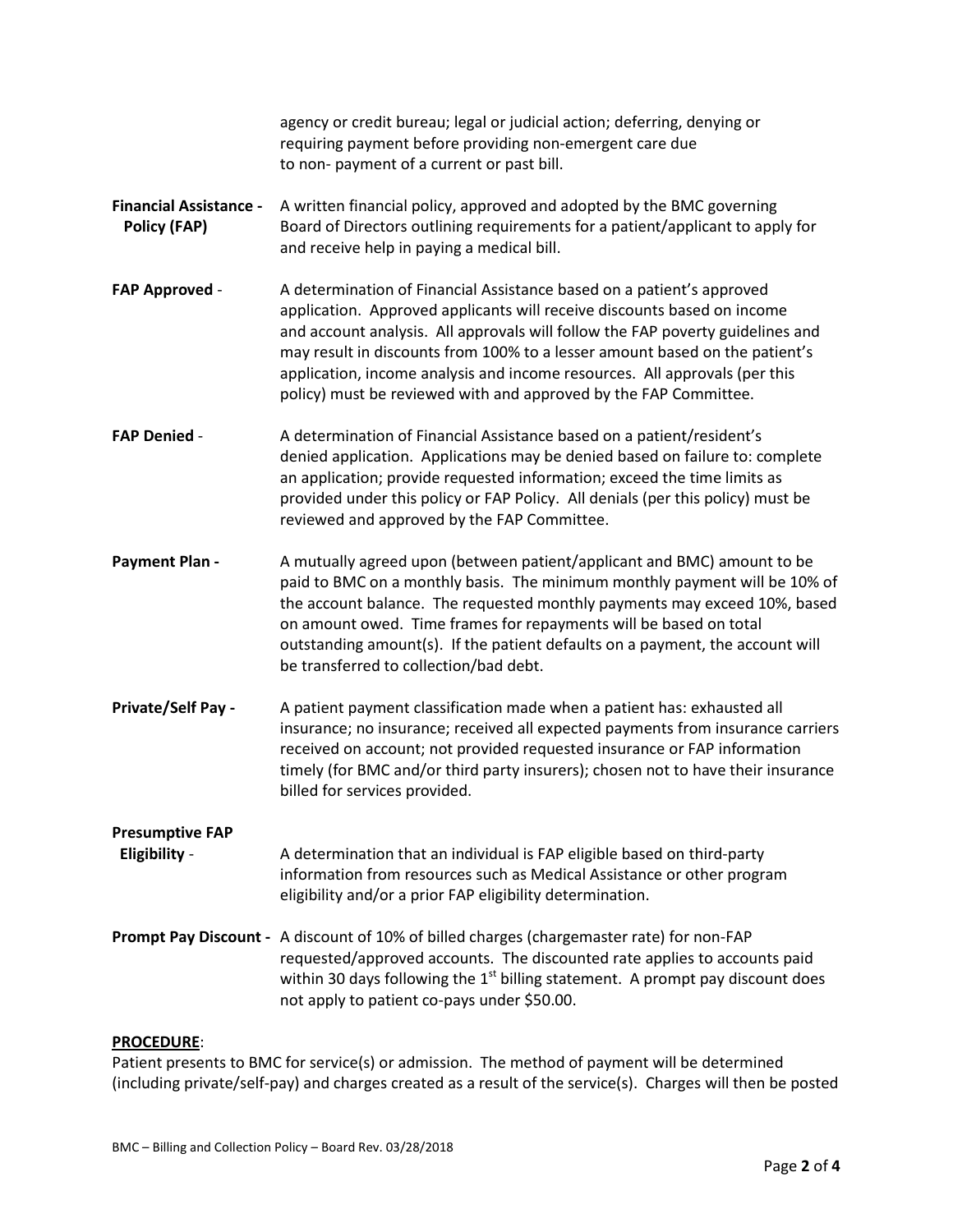agency or credit bureau; legal or judicial action; deferring, denying or requiring payment before providing non-emergent care due to non- payment of a current or past bill.

**Financial Assistance - Policy (FAP)** A written financial policy, approved and adopted by the BMC governing Board of Directors outlining requirements for a patient/applicant to apply for and receive help in paying a medical bill.

**FAP Approved** - A determination of Financial Assistance based on a patient's approved application. Approved applicants will receive discounts based on income and account analysis. All approvals will follow the FAP poverty guidelines and may result in discounts from 100% to a lesser amount based on the patient's application, income analysis and income resources. All approvals (per this policy) must be reviewed with and approved by the FAP Committee.

**FAP Denied** - A determination of Financial Assistance based on a patient/resident's denied application. Applications may be denied based on failure to: complete an application; provide requested information; exceed the time limits as provided under this policy or FAP Policy. All denials (per this policy) must be reviewed and approved by the FAP Committee.

**Payment Plan -** A mutually agreed upon (between patient/applicant and BMC) amount to be paid to BMC on a monthly basis. The minimum monthly payment will be 10% of the account balance. The requested monthly payments may exceed 10%, based on amount owed. Time frames for repayments will be based on total outstanding amount(s). If the patient defaults on a payment, the account will be transferred to collection/bad debt.

**Private/Self Pay -** A patient payment classification made when a patient has: exhausted all insurance; no insurance; received all expected payments from insurance carriers received on account; not provided requested insurance or FAP information timely (for BMC and/or third party insurers); chosen not to have their insurance billed for services provided.

**Presumptive FAP Eligibility** - A determination that an individual is FAP eligible based on third-party information from resources such as Medical Assistance or other program eligibility and/or a prior FAP eligibility determination.

**Prompt Pay Discount -** A discount of 10% of billed charges (chargemaster rate) for non-FAP requested/approved accounts. The discounted rate applies to accounts paid within 30 days following the 1st billing statement. A prompt pay discount does not apply to patient co-pays under $50.00.

**PROCEDURE**:

Patient presents to BMC for service(s) or admission. The method of payment will be determined (including private/self-pay) and charges created as a result of the service(s). Charges will then be posted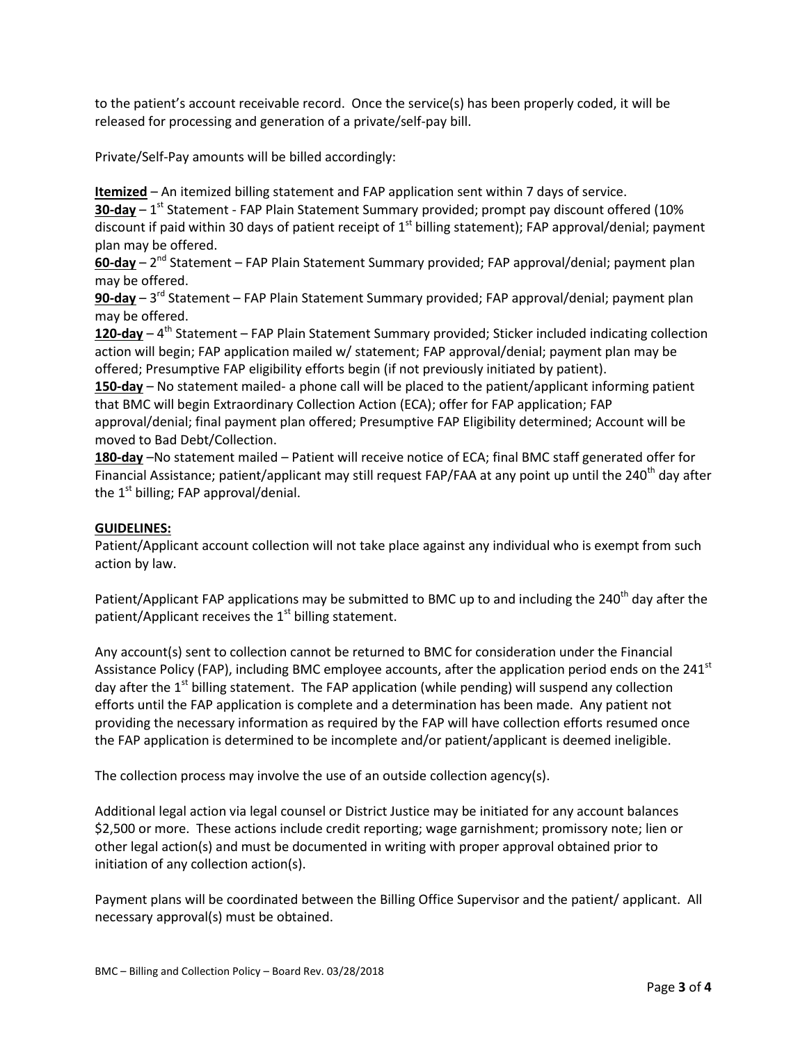to the patient's account receivable record. Once the service(s) has been properly coded, it will be released for processing and generation of a private/self-pay bill.

Private/Self-Pay amounts will be billed accordingly:

**Itemized** – An itemized billing statement and FAP application sent within 7 days of service.
**30-day** – 1st Statement - FAP Plain Statement Summary provided; prompt pay discount offered (10% discount if paid within 30 days of patient receipt of 1st billing statement); FAP approval/denial; payment plan may be offered.
**60-day** – 2nd Statement – FAP Plain Statement Summary provided; FAP approval/denial; payment plan may be offered.
**90-day** – 3rd Statement – FAP Plain Statement Summary provided; FAP approval/denial; payment plan may be offered.
**120-day** – 4th Statement – FAP Plain Statement Summary provided; Sticker included indicating collection action will begin; FAP application mailed w/ statement; FAP approval/denial; payment plan may be offered; Presumptive FAP eligibility efforts begin (if not previously initiated by patient).
**150-day** – No statement mailed- a phone call will be placed to the patient/applicant informing patient that BMC will begin Extraordinary Collection Action (ECA); offer for FAP application; FAP approval/denial; final payment plan offered; Presumptive FAP Eligibility determined; Account will be moved to Bad Debt/Collection.
**180-day** –No statement mailed – Patient will receive notice of ECA; final BMC staff generated offer for Financial Assistance; patient/applicant may still request FAP/FAA at any point up until the 240th day after the 1st billing; FAP approval/denial.

**GUIDELINES:**

Patient/Applicant account collection will not take place against any individual who is exempt from such action by law.

Patient/Applicant FAP applications may be submitted to BMC up to and including the 240th day after the patient/Applicant receives the 1st billing statement.

Any account(s) sent to collection cannot be returned to BMC for consideration under the Financial Assistance Policy (FAP), including BMC employee accounts, after the application period ends on the 241st day after the 1st billing statement. The FAP application (while pending) will suspend any collection efforts until the FAP application is complete and a determination has been made. Any patient not providing the necessary information as required by the FAP will have collection efforts resumed once the FAP application is determined to be incomplete and/or patient/applicant is deemed ineligible.

The collection process may involve the use of an outside collection agency(s).

Additional legal action via legal counsel or District Justice may be initiated for any account balances $2,500 or more. These actions include credit reporting; wage garnishment; promissory note; lien or other legal action(s) and must be documented in writing with proper approval obtained prior to initiation of any collection action(s).

Payment plans will be coordinated between the Billing Office Supervisor and the patient/ applicant. All necessary approval(s) must be obtained.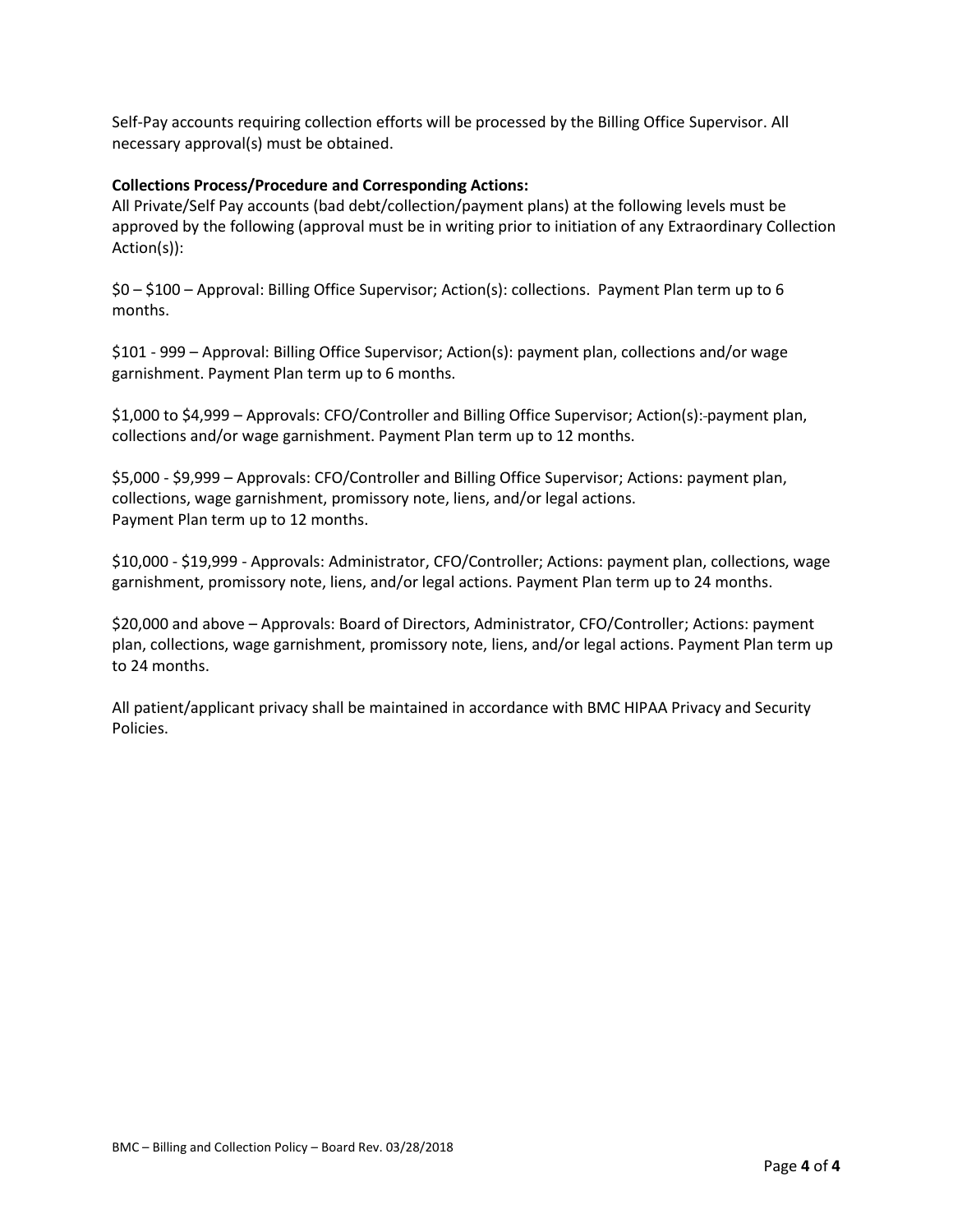Self-Pay accounts requiring collection efforts will be processed by the Billing Office Supervisor. All necessary approval(s) must be obtained.

**Collections Process/Procedure and Corresponding Actions:**
All Private/Self Pay accounts (bad debt/collection/payment plans) at the following levels must be approved by the following (approval must be in writing prior to initiation of any Extraordinary Collection Action(s)):

$0 – $100 – Approval: Billing Office Supervisor; Action(s): collections. Payment Plan term up to 6 months.

$101 - 999 – Approval: Billing Office Supervisor; Action(s): payment plan, collections and/or wage garnishment. Payment Plan term up to 6 months.

$1,000 to $4,999 – Approvals: CFO/Controller and Billing Office Supervisor; Action(s): payment plan, collections and/or wage garnishment. Payment Plan term up to 12 months.

$5,000 - $9,999 – Approvals: CFO/Controller and Billing Office Supervisor; Actions: payment plan, collections, wage garnishment, promissory note, liens, and/or legal actions.
Payment Plan term up to 12 months.

$10,000 - $19,999 - Approvals: Administrator, CFO/Controller; Actions: payment plan, collections, wage garnishment, promissory note, liens, and/or legal actions. Payment Plan term up to 24 months.

$20,000 and above – Approvals: Board of Directors, Administrator, CFO/Controller; Actions: payment plan, collections, wage garnishment, promissory note, liens, and/or legal actions. Payment Plan term up to 24 months.

All patient/applicant privacy shall be maintained in accordance with BMC HIPAA Privacy and Security Policies.